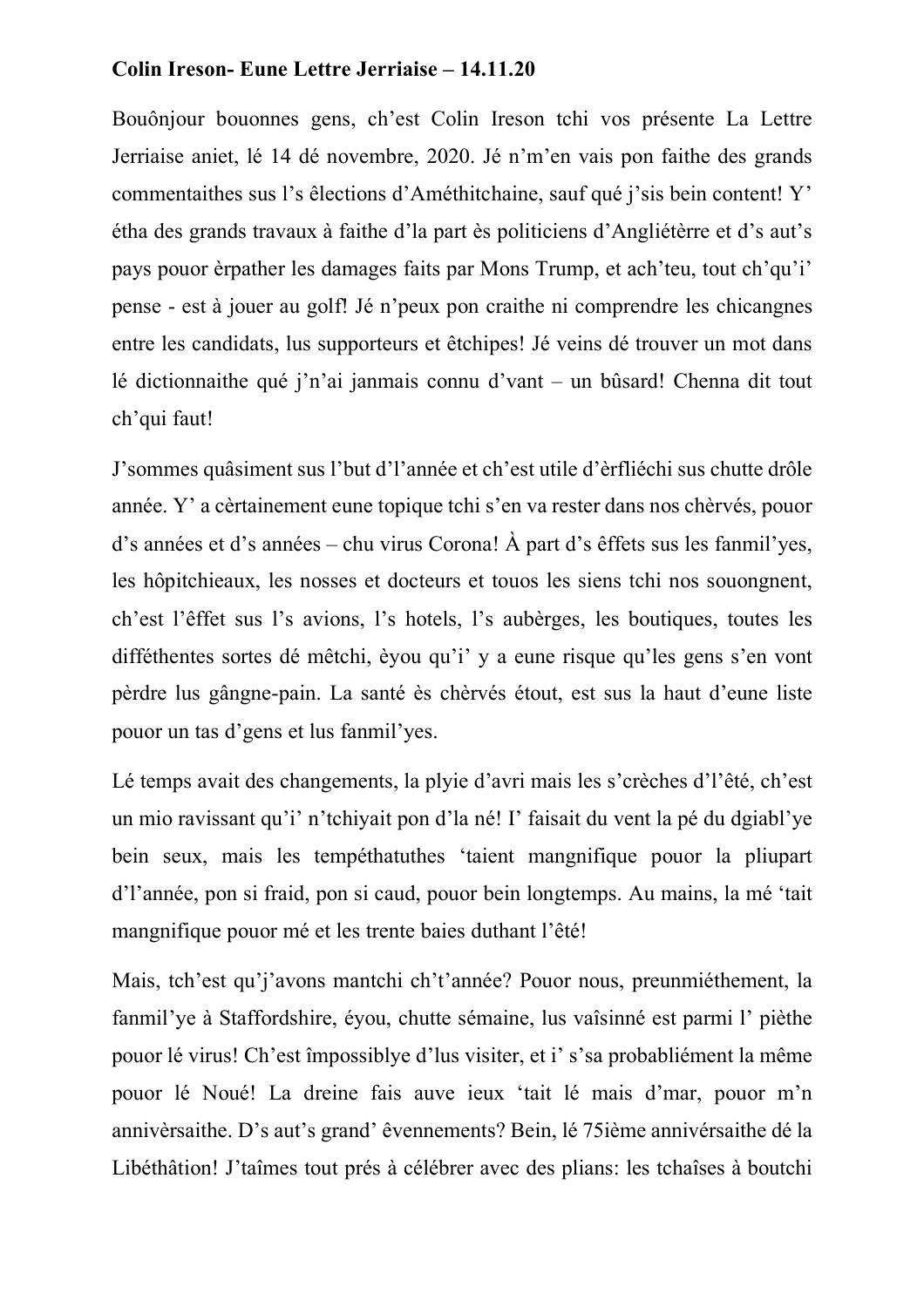**Colin Ireson- Eune Lettre Jerriaise – 14.11.20**

Bouônjour bouonnes gens, ch'est Colin Ireson tchi vos présente La Lettre Jerriaise aniet, lé 14 dé novembre, 2020. Jé n'm'en vais pon faithe des grands commentaithes sus l's êlections d'Améthitchaine, sauf qué j'sis bein content! Y' étha des grands travaux à faithe d'la part ès politiciens d'Angliétèrre et d's aut's pays pouor èrpather les damages faits par Mons Trump, et ach'teu, tout ch'qu'i' pense - est à jouer au golf! Jé n'peux pon craithe ni comprendre les chicangnes entre les candidats, lus supporteurs et êtchipes! Jé veins dé trouver un mot dans lé dictionnaithe qué j'n'ai janmais connu d'vant – un bûsard! Chenna dit tout ch'qui faut!

J'sommes quâsiment sus l'but d'l'année et ch'est utile d'èrfliéchi sus chutte drôle année. Y' a cèrtainement eune topique tchi s'en va rester dans nos chèrvés, pouor d's années et d's années – chu virus Corona! À part d's êffets sus les fanmil'yes, les hôpitchieaux, les nosses et docteurs et touos les siens tchi nos souongnent, ch'est l'êffet sus l's avions, l's hotels, l's aubèrges, les boutiques, toutes les difféthentes sortes dé mêtchi, èyou qu'i' y a eune risque qu'les gens s'en vont pèrdre lus gângne-pain. La santé ès chèrvés étout, est sus la haut d'eune liste pouor un tas d'gens et lus fanmil'yes.

Lé temps avait des changements, la plyie d'avri mais les s'crèches d'l'été, ch'est un mio ravissant qu'i' n'tchiyait pon d'la né! I' faisait du vent la pé du dgiabl'ye bein seux, mais les tempéthatuthes 'taient mangnifique pouor la pliupart d'l'année, pon si fraid, pon si caud, pouor bein longtemps. Au mains, la mé 'tait mangnifique pouor mé et les trente baies duthant l'êté!

Mais, tch'est qu'j'avons mantchi ch't'année? Pouor nous, preunmiéthement, la fanmil'ye à Staffordshire, éyou, chutte sémaine, lus vaîsinné est parmi l' piêthe pouor lé virus! Ch'est împossiblye d'lus visiter, et i' s'sa probabliément la même pouor lé Noué! La dreine fais auve ieux 'tait lé mais d'mar, pouor m'n annivèrsaithe. D's aut's grand' êvennements? Bein, lé 75ième annivérsaithe dé la Libéthâtion! J'taîmes tout prés à célébrer avec des plians: les tchaîses à boutchi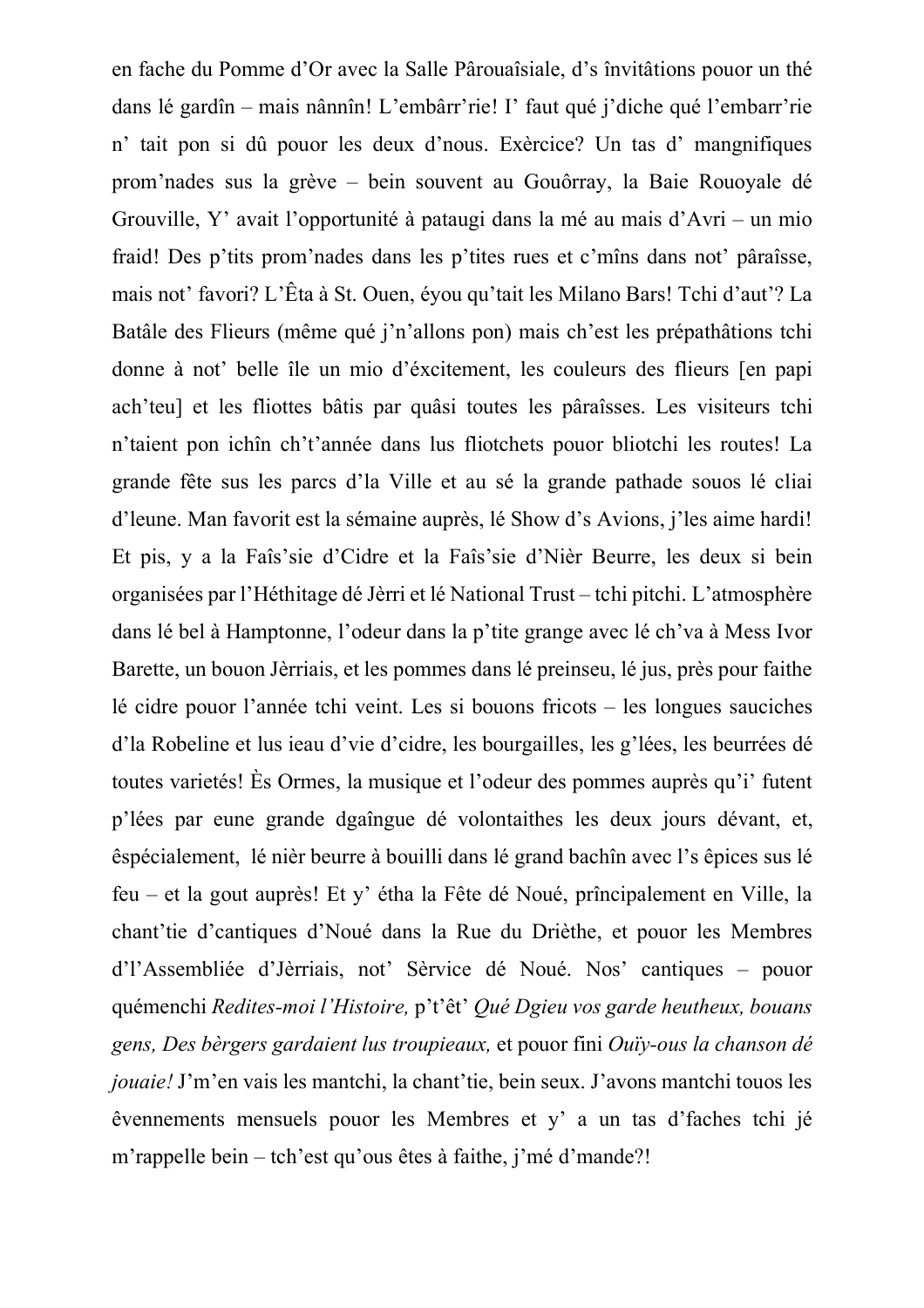en fache du Pomme d'Or avec la Salle Pârouaîsiale, d's învitâtions pouor un thé dans lé gardîn – mais nânnîn! L'embârr'rie! I' faut qué j'diche qué l'embarr'rie n' tait pon si dû pouor les deux d'nous. Exèrcice? Un tas d' mangnifiques prom'nades sus la grève – bein souvent au Gouôrray, la Baie Rouoyale dé Grouville, Y' avait l'opportunité à pataugi dans la mé au mais d'Avri – un mio fraid! Des p'tits prom'nades dans les p'tites rues et c'mîns dans not' pâraîsse, mais not' favori? L'Êta à St. Ouen, éyou qu'tait les Milano Bars! Tchi d'aut'? La Batâle des Flieurs (même qué j'n'allons pon) mais ch'est les prépathâtions tchi donne à not' belle île un mio d'éxcitement, les couleurs des flieurs [en papi ach'teu] et les fliottes bâtis par quâsi toutes les pâraîsses. Les visiteurs tchi n'taient pon ichîn ch't'année dans lus fliotchets pouor bliotchi les routes! La grande fête sus les parcs d'la Ville et au sé la grande pathade souos lé cliai d'leune. Man favorit est la sémaine auprès, lé Show d's Avions, j'les aime hardi! Et pis, y a la Faîs'sie d'Cidre et la Faîs'sie d'Nièr Beurre, les deux si bein organisées par l'Héthitage dé Jèrri et lé National Trust – tchi pitchi. L'atmosphère dans lé bel à Hamptonne, l'odeur dans la p'tite grange avec lé ch'va à Mess Ivor Barette, un bouon Jèrriais, et les pommes dans lé preinseu, lé jus, près pour faithe lé cidre pouor l'année tchi veint. Les si bouons fricots – les longues sauciches d'la Robeline et lus ieau d'vie d'cidre, les bourgailles, les g'lées, les beurrées dé toutes varietés! Ès Ormes, la musique et l'odeur des pommes auprès qu'i' futent p'lées par eune grande dgaîngue dé volontaithes les deux jours dévant, et, êspécialement, lé nièr beurre à bouilli dans lé grand bachîn avec l's êpices sus lé feu – et la gout auprès! Et y' étha la Fête dé Noué, prîncipalement en Ville, la chant'tie d'cantiques d'Noué dans la Rue du Drièthe, et pouor les Membres d'l'Assembliée d'Jèrriais, not' Sèrvice dé Noué. Nos' cantiques – pouor quémenchi *Redites-moi l'Histoire,* p't'êt' *Qué Dgieu vos garde heutheux, bouans gens, Des bèrgers gardaient lus troupieaux,* et pouor fini *Ouïy-ous la chanson dé jouaie!* J'm'en vais les mantchi, la chant'tie, bein seux. J'avons mantchi touos les êvennements mensuels pouor les Membres et y' a un tas d'faches tchi jé m'rappelle bein – tch'est qu'ous êtes à faithe, j'mé d'mande?!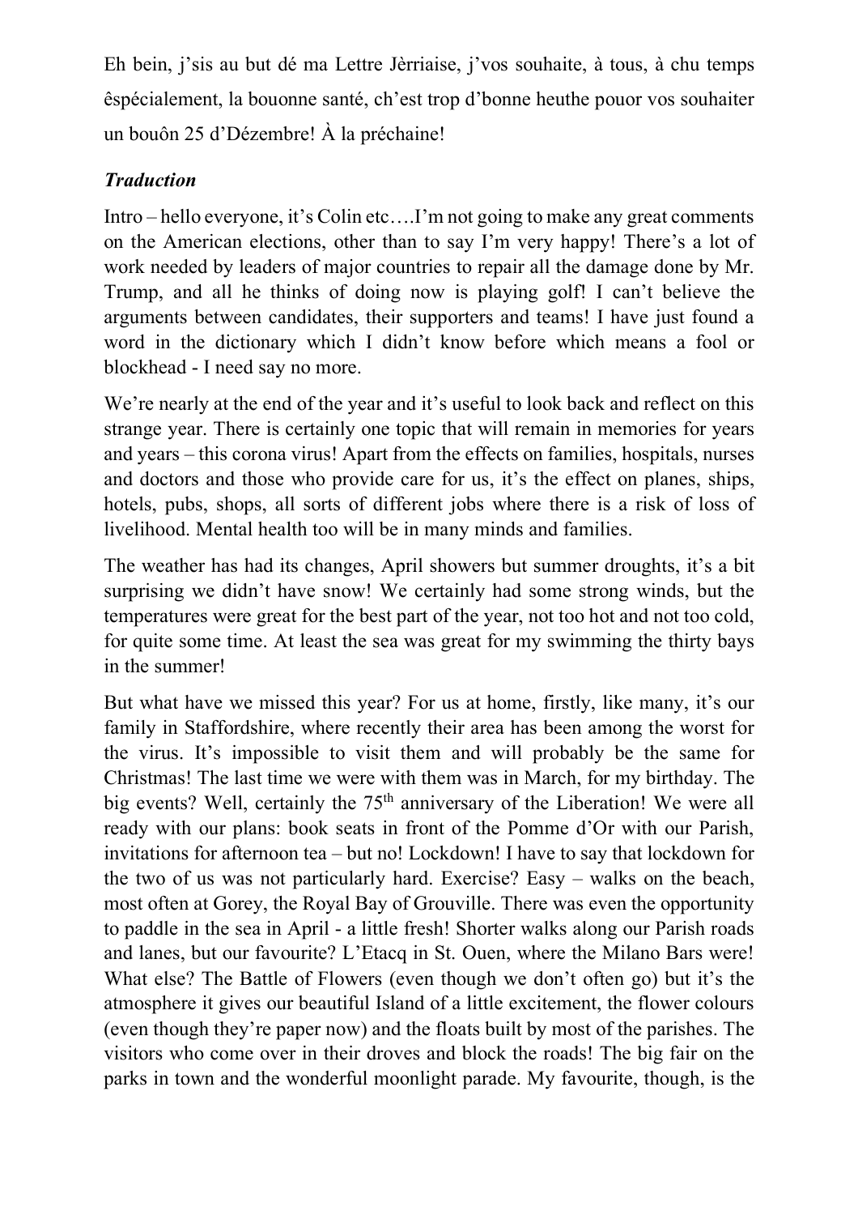Eh bein, j'sis au but dé ma Lettre Jèrriaise, j'vos souhaite, à tous, à chu temps êspécialement, la bouonne santé, ch'est trop d'bonne heuthe pouor vos souhaiter un bouôn 25 d'Dézembre! À la préchaine!

### *Traduction*

Intro – hello everyone, it's Colin etc….I'm not going to make any great comments on the American elections, other than to say I'm very happy! There's a lot of work needed by leaders of major countries to repair all the damage done by Mr. Trump, and all he thinks of doing now is playing golf! I can't believe the arguments between candidates, their supporters and teams! I have just found a word in the dictionary which I didn't know before which means a fool or blockhead - I need say no more.

We're nearly at the end of the year and it's useful to look back and reflect on this strange year. There is certainly one topic that will remain in memories for years and years – this corona virus! Apart from the effects on families, hospitals, nurses and doctors and those who provide care for us, it's the effect on planes, ships, hotels, pubs, shops, all sorts of different jobs where there is a risk of loss of livelihood. Mental health too will be in many minds and families.

The weather has had its changes, April showers but summer droughts, it's a bit surprising we didn't have snow! We certainly had some strong winds, but the temperatures were great for the best part of the year, not too hot and not too cold, for quite some time. At least the sea was great for my swimming the thirty bays in the summer!

But what have we missed this year? For us at home, firstly, like many, it's our family in Staffordshire, where recently their area has been among the worst for the virus. It's impossible to visit them and will probably be the same for Christmas! The last time we were with them was in March, for my birthday. The big events? Well, certainly the 75th anniversary of the Liberation! We were all ready with our plans: book seats in front of the Pomme d'Or with our Parish, invitations for afternoon tea – but no! Lockdown! I have to say that lockdown for the two of us was not particularly hard. Exercise? Easy – walks on the beach, most often at Gorey, the Royal Bay of Grouville. There was even the opportunity to paddle in the sea in April - a little fresh! Shorter walks along our Parish roads and lanes, but our favourite? L'Etacq in St. Ouen, where the Milano Bars were! What else? The Battle of Flowers (even though we don't often go) but it's the atmosphere it gives our beautiful Island of a little excitement, the flower colours (even though they're paper now) and the floats built by most of the parishes. The visitors who come over in their droves and block the roads! The big fair on the parks in town and the wonderful moonlight parade. My favourite, though, is the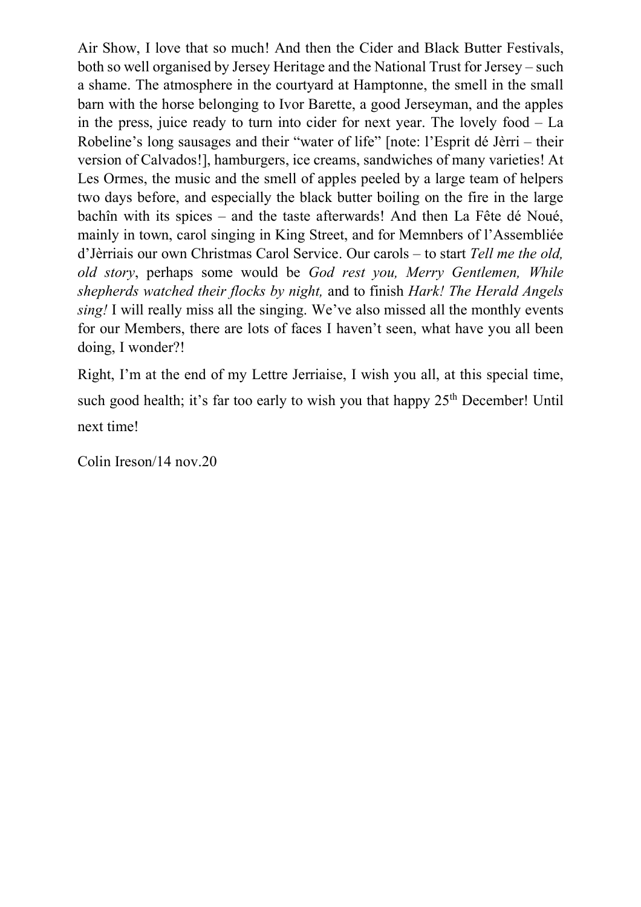Air Show, I love that so much! And then the Cider and Black Butter Festivals, both so well organised by Jersey Heritage and the National Trust for Jersey – such a shame. The atmosphere in the courtyard at Hamptonne, the smell in the small barn with the horse belonging to Ivor Barette, a good Jerseyman, and the apples in the press, juice ready to turn into cider for next year. The lovely food – La Robeline's long sausages and their "water of life" [note: l'Esprit dé Jèrri – their version of Calvados!], hamburgers, ice creams, sandwiches of many varieties! At Les Ormes, the music and the smell of apples peeled by a large team of helpers two days before, and especially the black butter boiling on the fire in the large bachîn with its spices – and the taste afterwards! And then La Fête dé Noué, mainly in town, carol singing in King Street, and for Memnbers of l'Assembliée d'Jèrriais our own Christmas Carol Service. Our carols – to start *Tell me the old, old story*, perhaps some would be *God rest you, Merry Gentlemen, While shepherds watched their flocks by night,* and to finish *Hark! The Herald Angels sing!* I will really miss all the singing. We've also missed all the monthly events for our Members, there are lots of faces I haven't seen, what have you all been doing, I wonder?!

Right, I'm at the end of my Lettre Jerriaise, I wish you all, at this special time, such good health; it's far too early to wish you that happy 25th December! Until next time!

Colin Ireson/14 nov.20